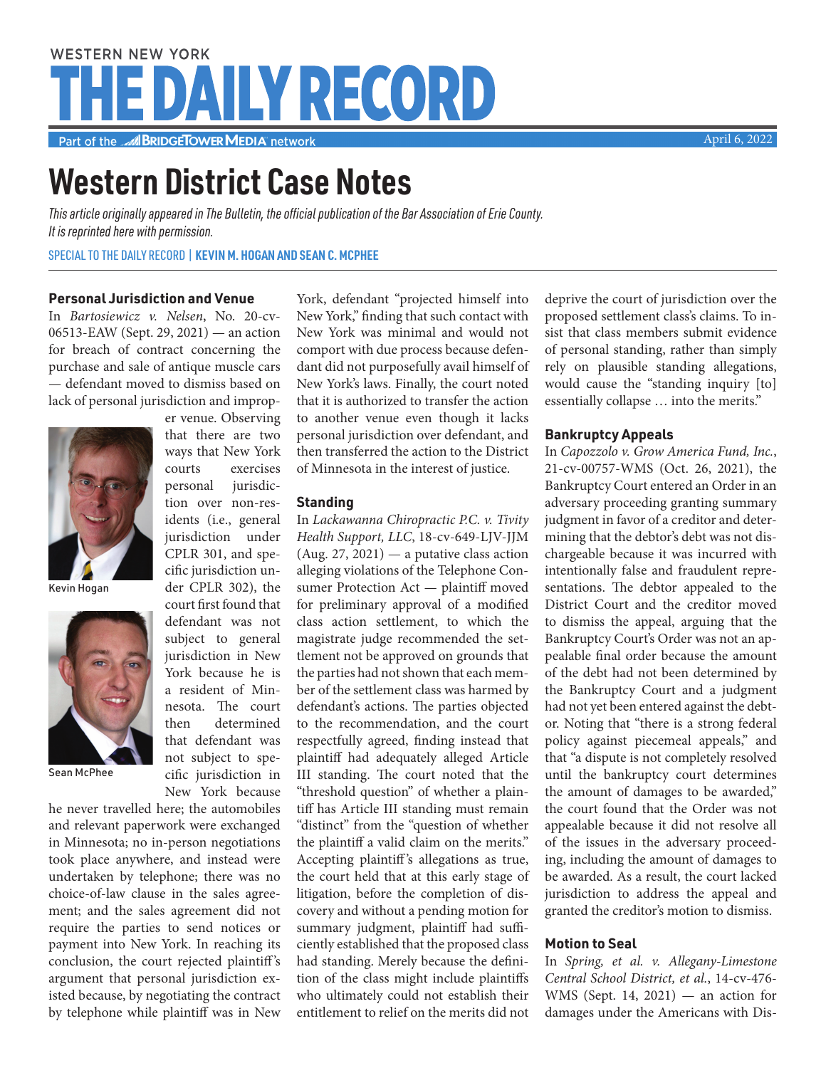WESTERN NEW YORK

# THE DAILY RECORD

Part of the BRIDGETOWER MEDIA network

April 6, 2022

# Western District Case Notes

*This article originally appeared in The Bulletin, the official publication of the Bar Association of Erie County. It is reprinted here with permission.*

SPECIAL TO THE DAILY RECORD | **KEVIN M. HOGAN AND SEAN C. MCPHEE**

Kevin Hogan

Sean McPhee

### Personal Jurisdiction and Venue

In *Bartosiewicz v. Nelsen*, No. 20-cv-06513-EAW (Sept. 29, 2021) — an action for breach of contract concerning the purchase and sale of antique muscle cars — defendant moved to dismiss based on lack of personal jurisdiction and improper venue. Observing that there are two ways that New York courts exercises personal jurisdiction over non-residents (i.e., general jurisdiction under CPLR 301, and specific jurisdiction under CPLR 302), the court first found that defendant was not subject to general jurisdiction in New York because he is a resident of Minnesota. The court then determined that defendant was not subject to specific jurisdiction in New York because he never travelled here; the automobiles and relevant paperwork were exchanged in Minnesota; no in-person negotiations took place anywhere, and instead were undertaken by telephone; there was no choice-of-law clause in the sales agreement; and the sales agreement did not require the parties to send notices or payment into New York. In reaching its conclusion, the court rejected plaintiff's argument that personal jurisdiction existed because, by negotiating the contract by telephone while plaintiff was in New York, defendant "projected himself into New York," finding that such contact with New York was minimal and would not comport with due process because defendant did not purposefully avail himself of New York's laws. Finally, the court noted that it is authorized to transfer the action to another venue even though it lacks personal jurisdiction over defendant, and then transferred the action to the District of Minnesota in the interest of justice.

### Standing

In *Lackawanna Chiropractic P.C. v. Tivity Health Support, LLC*, 18-cv-649-LJV-JJM (Aug. 27, 2021) — a putative class action alleging violations of the Telephone Consumer Protection Act — plaintiff moved for preliminary approval of a modified class action settlement, to which the magistrate judge recommended the settlement not be approved on grounds that the parties had not shown that each member of the settlement class was harmed by defendant's actions. The parties objected to the recommendation, and the court respectfully agreed, finding instead that plaintiff had adequately alleged Article III standing. The court noted that the "threshold question" of whether a plaintiff has Article III standing must remain "distinct" from the "question of whether the plaintiff has a valid claim on the merits." Accepting plaintiff's allegations as true, the court held that at this early stage of litigation, before the completion of discovery and without a pending motion for summary judgment, plaintiff had sufficiently established that the proposed class had standing. Merely because the definition of the class might include plaintiffs who ultimately could not establish their entitlement to relief on the merits did not deprive the court of jurisdiction over the proposed settlement class's claims. To insist that class members submit evidence of personal standing, rather than simply rely on plausible standing allegations, would cause the "standing inquiry [to] essentially collapse … into the merits."

### Bankruptcy Appeals

In *Capozzolo v. Grow America Fund, Inc.*, 21-cv-00757-WMS (Oct. 26, 2021), the Bankruptcy Court entered an Order in an adversary proceeding granting summary judgment in favor of a creditor and determining that the debtor's debt was not dischargeable because it was incurred with intentionally false and fraudulent representations. The debtor appealed to the District Court and the creditor moved to dismiss the appeal, arguing that the Bankruptcy Court's Order was not an appealable final order because the amount of the debt had not been determined by the Bankruptcy Court and a judgment had not yet been entered against the debtor. Noting that "there is a strong federal policy against piecemeal appeals," and that "a dispute is not completely resolved until the bankruptcy court determines the amount of damages to be awarded," the court found that the Order was not appealable because it did not resolve all of the issues in the adversary proceeding, including the amount of damages to be awarded. As a result, the court lacked jurisdiction to address the appeal and granted the creditor's motion to dismiss.

### Motion to Seal

In *Spring, et al. v. Allegany-Limestone Central School District, et al.*, 14-cv-476-WMS (Sept. 14, 2021) — an action for damages under the Americans with Dis-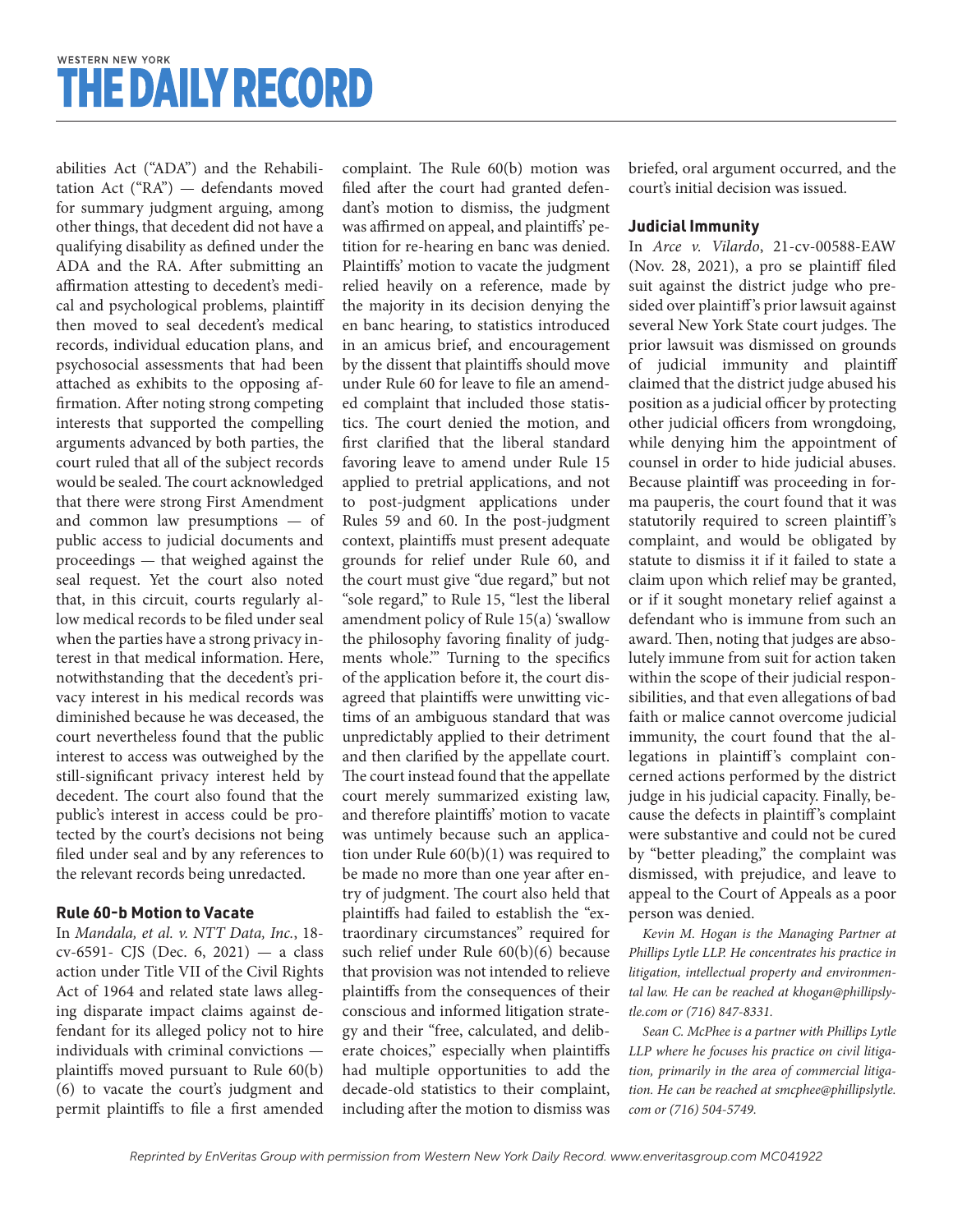abilities Act ("ADA") and the Rehabilitation Act ("RA") — defendants moved for summary judgment arguing, among other things, that decedent did not have a qualifying disability as defined under the ADA and the RA. After submitting an affirmation attesting to decedent's medical and psychological problems, plaintiff then moved to seal decedent's medical records, individual education plans, and psychosocial assessments that had been attached as exhibits to the opposing affirmation. After noting strong competing interests that supported the compelling arguments advanced by both parties, the court ruled that all of the subject records would be sealed. The court acknowledged that there were strong First Amendment and common law presumptions — of public access to judicial documents and proceedings — that weighed against the seal request. Yet the court also noted that, in this circuit, courts regularly allow medical records to be filed under seal when the parties have a strong privacy interest in that medical information. Here, notwithstanding that the decedent's privacy interest in his medical records was diminished because he was deceased, the court nevertheless found that the public interest to access was outweighed by the still-significant privacy interest held by decedent. The court also found that the public's interest in access could be protected by the court's decisions not being filed under seal and by any references to the relevant records being unredacted.

### Rule 60-b Motion to Vacate

In *Mandala, et al. v. NTT Data, Inc.*, 18-cv-6591- CJS (Dec. 6, 2021) — a class action under Title VII of the Civil Rights Act of 1964 and related state laws alleging disparate impact claims against defendant for its alleged policy not to hire individuals with criminal convictions — plaintiffs moved pursuant to Rule 60(b)(6) to vacate the court's judgment and permit plaintiffs to file a first amended complaint. The Rule 60(b) motion was filed after the court had granted defendant's motion to dismiss, the judgment was affirmed on appeal, and plaintiffs' petition for re-hearing en banc was denied. Plaintiffs' motion to vacate the judgment relied heavily on a reference, made by the majority in its decision denying the en banc hearing, to statistics introduced in an amicus brief, and encouragement by the dissent that plaintiffs should move under Rule 60 for leave to file an amended complaint that included those statistics. The court denied the motion, and first clarified that the liberal standard favoring leave to amend under Rule 15 applied to pretrial applications, and not to post-judgment applications under Rules 59 and 60. In the post-judgment context, plaintiffs must present adequate grounds for relief under Rule 60, and the court must give "due regard," but not "sole regard," to Rule 15, "lest the liberal amendment policy of Rule 15(a) 'swallow the philosophy favoring finality of judgments whole.'" Turning to the specifics of the application before it, the court disagreed that plaintiffs were unwitting victims of an ambiguous standard that was unpredictably applied to their detriment and then clarified by the appellate court. The court instead found that the appellate court merely summarized existing law, and therefore plaintiffs' motion to vacate was untimely because such an application under Rule 60(b)(1) was required to be made no more than one year after entry of judgment. The court also held that plaintiffs had failed to establish the "extraordinary circumstances" required for such relief under Rule 60(b)(6) because that provision was not intended to relieve plaintiffs from the consequences of their conscious and informed litigation strategy and their "free, calculated, and deliberate choices," especially when plaintiffs had multiple opportunities to add the decade-old statistics to their complaint, including after the motion to dismiss was briefed, oral argument occurred, and the court's initial decision was issued.

### Judicial Immunity

In *Arce v. Vilardo*, 21-cv-00588-EAW (Nov. 28, 2021), a pro se plaintiff filed suit against the district judge who presided over plaintiff's prior lawsuit against several New York State court judges. The prior lawsuit was dismissed on grounds of judicial immunity and plaintiff claimed that the district judge abused his position as a judicial officer by protecting other judicial officers from wrongdoing, while denying him the appointment of counsel in order to hide judicial abuses. Because plaintiff was proceeding in forma pauperis, the court found that it was statutorily required to screen plaintiff's complaint, and would be obligated by statute to dismiss it if it failed to state a claim upon which relief may be granted, or if it sought monetary relief against a defendant who is immune from such an award. Then, noting that judges are absolutely immune from suit for action taken within the scope of their judicial responsibilities, and that even allegations of bad faith or malice cannot overcome judicial immunity, the court found that the allegations in plaintiff's complaint concerned actions performed by the district judge in his judicial capacity. Finally, because the defects in plaintiff's complaint were substantive and could not be cured by "better pleading," the complaint was dismissed, with prejudice, and leave to appeal to the Court of Appeals as a poor person was denied.

*Kevin M. Hogan is the Managing Partner at Phillips Lytle LLP. He concentrates his practice in litigation, intellectual property and environmental law. He can be reached at khogan@phillipslytle.com or (716) 847-8331.*

*Sean C. McPhee is a partner with Phillips Lytle LLP where he focuses his practice on civil litigation, primarily in the area of commercial litigation. He can be reached at smcphee@phillipslytle.com or (716) 504-5749.*

*Reprinted by EnVeritas Group with permission from Western New York Daily Record. www.enveritasgroup.com MC041922*